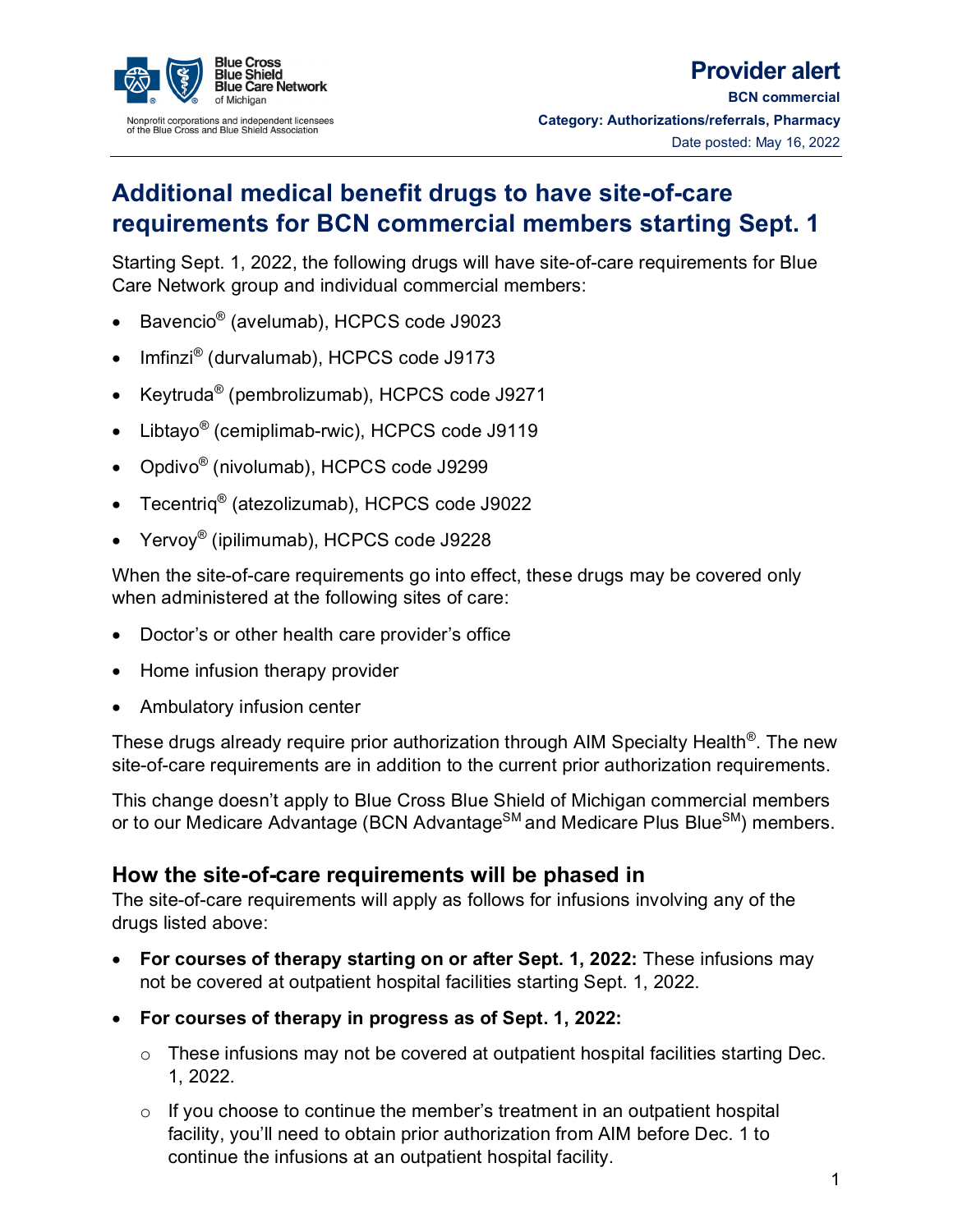Blue Cross Blue Shield Blue Care Network of Michigan

Nonprofit corporations and independent licensees of the Blue Cross and Blue Shield Association

**Provider alert**

**BCN commercial**

**Category: Authorizations/referrals, Pharmacy**

Date posted: May 16, 2022

# Additional medical benefit drugs to have site-of-care requirements for BCN commercial members starting Sept. 1

Starting Sept. 1, 2022, the following drugs will have site-of-care requirements for Blue Care Network group and individual commercial members:

- Bavencio® (avelumab), HCPCS code J9023
- Imfinzi® (durvalumab), HCPCS code J9173
- Keytruda® (pembrolizumab), HCPCS code J9271
- Libtayo® (cemiplimab-rwic), HCPCS code J9119
- Opdivo® (nivolumab), HCPCS code J9299
- Tecentriq® (atezolizumab), HCPCS code J9022
- Yervoy® (ipilimumab), HCPCS code J9228

When the site-of-care requirements go into effect, these drugs may be covered only when administered at the following sites of care:

- Doctor's or other health care provider's office
- Home infusion therapy provider
- Ambulatory infusion center

These drugs already require prior authorization through AIM Specialty Health®. The new site-of-care requirements are in addition to the current prior authorization requirements.

This change doesn't apply to Blue Cross Blue Shield of Michigan commercial members or to our Medicare Advantage (BCN Advantage℠ and Medicare Plus Blue℠) members.

## How the site-of-care requirements will be phased in

The site-of-care requirements will apply as follows for infusions involving any of the drugs listed above:

- **For courses of therapy starting on or after Sept. 1, 2022:** These infusions may not be covered at outpatient hospital facilities starting Sept. 1, 2022.
- **For courses of therapy in progress as of Sept. 1, 2022:**
  - These infusions may not be covered at outpatient hospital facilities starting Dec. 1, 2022.
  - If you choose to continue the member's treatment in an outpatient hospital facility, you'll need to obtain prior authorization from AIM before Dec. 1 to continue the infusions at an outpatient hospital facility.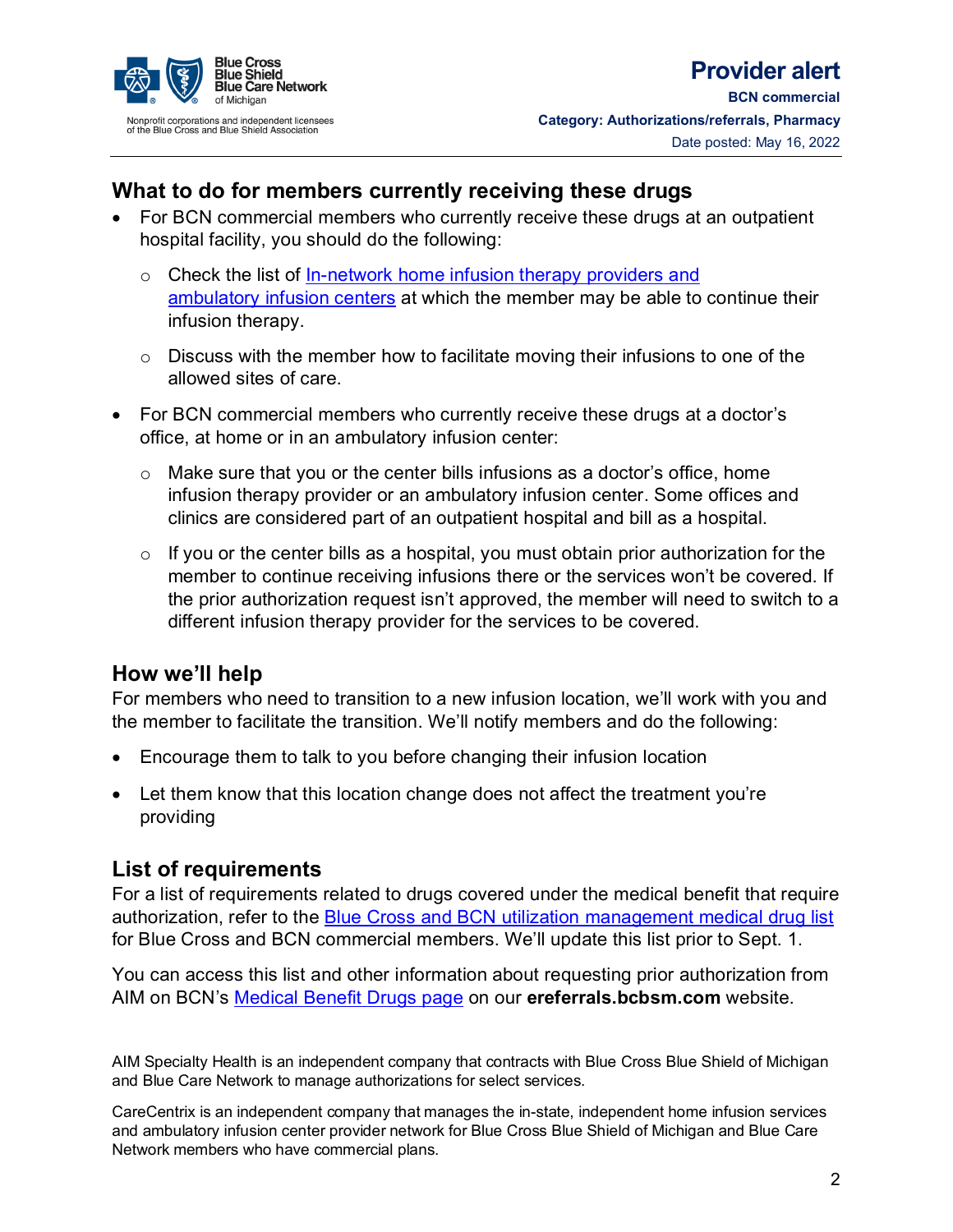## What to do for members currently receiving these drugs

- For BCN commercial members who currently receive these drugs at an outpatient hospital facility, you should do the following:
  - Check the list of In-network home infusion therapy providers and ambulatory infusion centers at which the member may be able to continue their infusion therapy.
  - Discuss with the member how to facilitate moving their infusions to one of the allowed sites of care.
- For BCN commercial members who currently receive these drugs at a doctor's office, at home or in an ambulatory infusion center:
  - Make sure that you or the center bills infusions as a doctor's office, home infusion therapy provider or an ambulatory infusion center. Some offices and clinics are considered part of an outpatient hospital and bill as a hospital.
  - If you or the center bills as a hospital, you must obtain prior authorization for the member to continue receiving infusions there or the services won't be covered. If the prior authorization request isn't approved, the member will need to switch to a different infusion therapy provider for the services to be covered.

## How we'll help

For members who need to transition to a new infusion location, we'll work with you and the member to facilitate the transition. We'll notify members and do the following:

- Encourage them to talk to you before changing their infusion location
- Let them know that this location change does not affect the treatment you're providing

## List of requirements

For a list of requirements related to drugs covered under the medical benefit that require authorization, refer to the Blue Cross and BCN utilization management medical drug list for Blue Cross and BCN commercial members. We'll update this list prior to Sept. 1.

You can access this list and other information about requesting prior authorization from AIM on BCN's Medical Benefit Drugs page on our **ereferrals.bcbsm.com** website.

AIM Specialty Health is an independent company that contracts with Blue Cross Blue Shield of Michigan and Blue Care Network to manage authorizations for select services.

CareCentrix is an independent company that manages the in-state, independent home infusion services and ambulatory infusion center provider network for Blue Cross Blue Shield of Michigan and Blue Care Network members who have commercial plans.